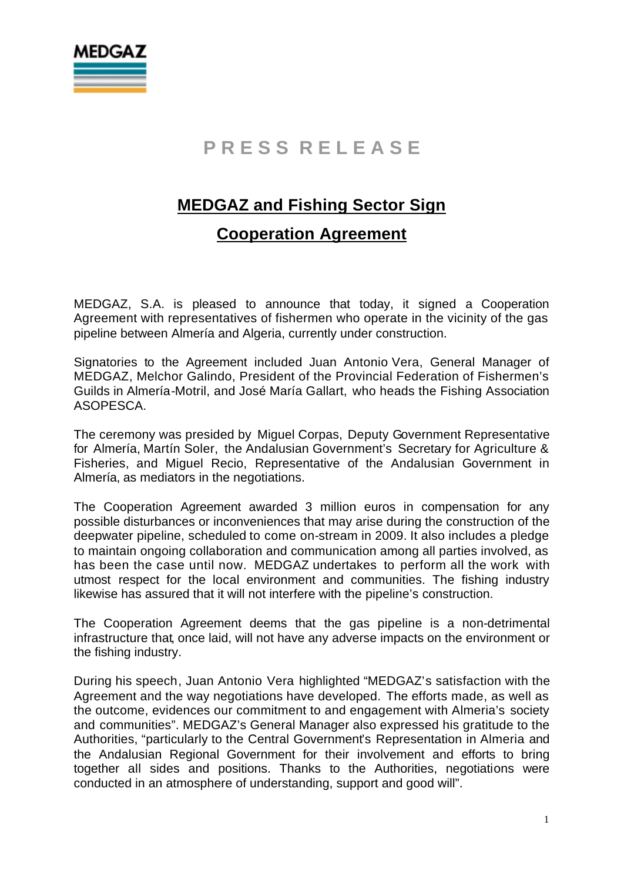MEDGAZ

# PRESS RELEASE

## MEDGAZ and Fishing Sector Sign Cooperation Agreement

MEDGAZ, S.A. is pleased to announce that today, it signed a Cooperation Agreement with representatives of fishermen who operate in the vicinity of the gas pipeline between Almería and Algeria, currently under construction.

Signatories to the Agreement included Juan Antonio Vera, General Manager of MEDGAZ, Melchor Galindo, President of the Provincial Federation of Fishermen's Guilds in Almería-Motril, and José María Gallart, who heads the Fishing Association ASOPESCA.

The ceremony was presided by Miguel Corpas, Deputy Government Representative for Almería, Martín Soler, the Andalusian Government's Secretary for Agriculture & Fisheries, and Miguel Recio, Representative of the Andalusian Government in Almería, as mediators in the negotiations.

The Cooperation Agreement awarded 3 million euros in compensation for any possible disturbances or inconveniences that may arise during the construction of the deepwater pipeline, scheduled to come on-stream in 2009. It also includes a pledge to maintain ongoing collaboration and communication among all parties involved, as has been the case until now. MEDGAZ undertakes to perform all the work with utmost respect for the local environment and communities. The fishing industry likewise has assured that it will not interfere with the pipeline's construction.

The Cooperation Agreement deems that the gas pipeline is a non-detrimental infrastructure that, once laid, will not have any adverse impacts on the environment or the fishing industry.

During his speech, Juan Antonio Vera highlighted "MEDGAZ's satisfaction with the Agreement and the way negotiations have developed. The efforts made, as well as the outcome, evidences our commitment to and engagement with Almeria's society and communities". MEDGAZ's General Manager also expressed his gratitude to the Authorities, "particularly to the Central Government's Representation in Almeria and the Andalusian Regional Government for their involvement and efforts to bring together all sides and positions. Thanks to the Authorities, negotiations were conducted in an atmosphere of understanding, support and good will".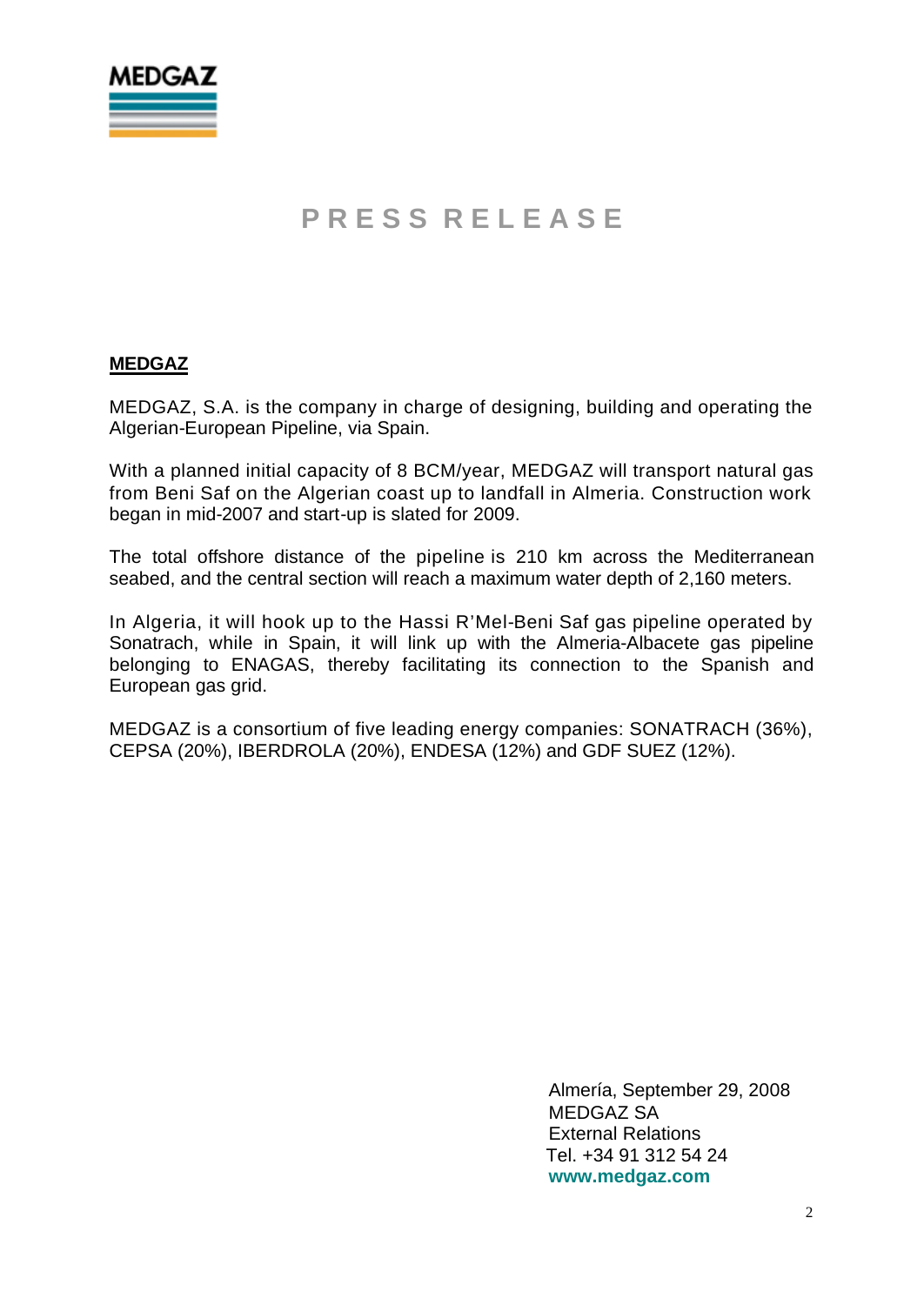# PRESS RELEASE

**MEDGAZ**

MEDGAZ, S.A. is the company in charge of designing, building and operating the Algerian-European Pipeline, via Spain.

With a planned initial capacity of 8 BCM/year, MEDGAZ will transport natural gas from Beni Saf on the Algerian coast up to landfall in Almeria. Construction work began in mid-2007 and start-up is slated for 2009.

The total offshore distance of the pipeline is 210 km across the Mediterranean seabed, and the central section will reach a maximum water depth of 2,160 meters.

In Algeria, it will hook up to the Hassi R'Mel-Beni Saf gas pipeline operated by Sonatrach, while in Spain, it will link up with the Almeria-Albacete gas pipeline belonging to ENAGAS, thereby facilitating its connection to the Spanish and European gas grid.

MEDGAZ is a consortium of five leading energy companies: SONATRACH (36%), CEPSA (20%), IBERDROLA (20%), ENDESA (12%) and GDF SUEZ (12%).

Almería, September 29, 2008
MEDGAZ SA
External Relations
Tel. +34 91 312 54 24
**www.medgaz.com**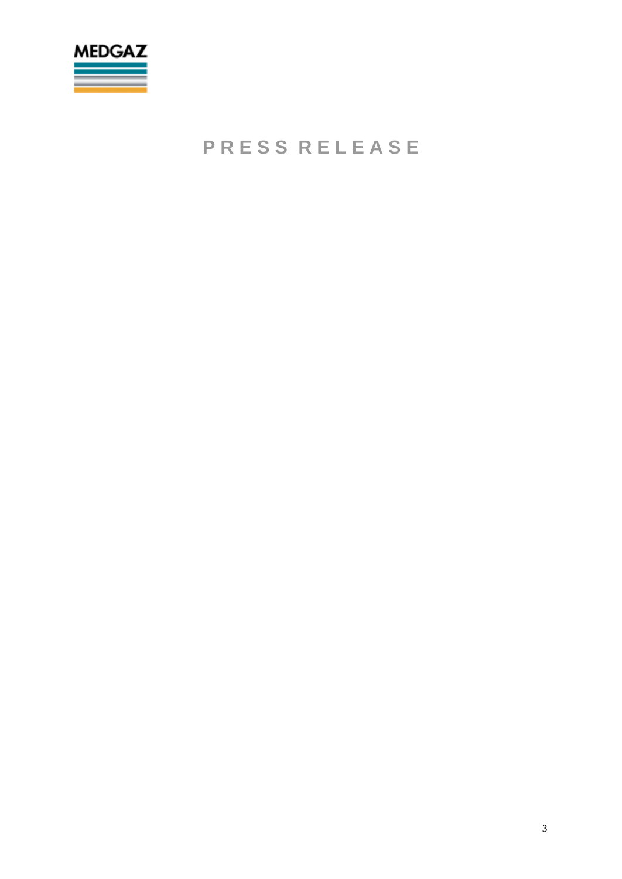MEDGAZ

# PRESS RELEASE